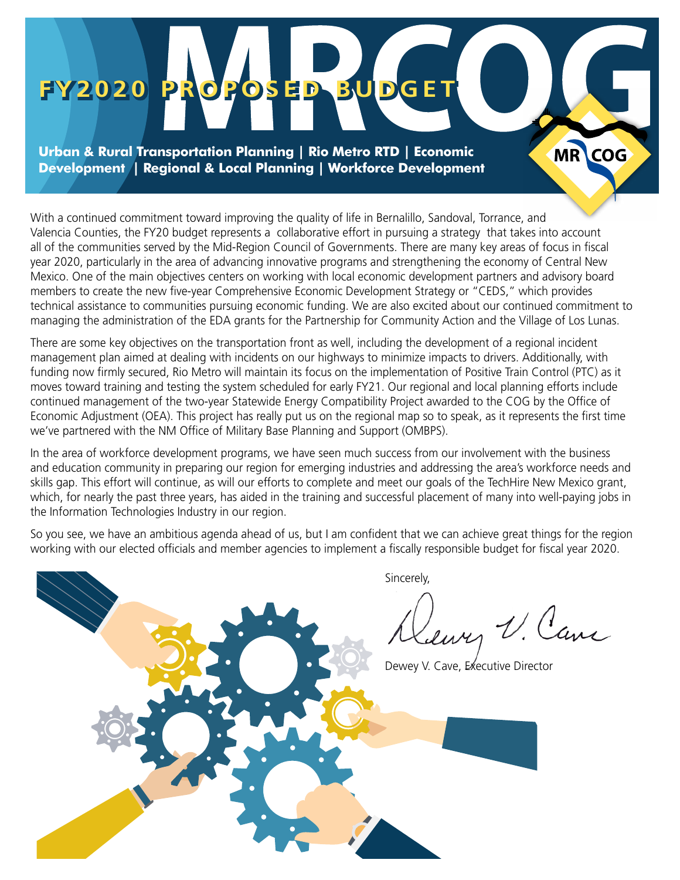# FY2020 PROPOSED BUDGET

MRCOG

**Urban & Rural Transportation Planning | Rio Metro RTD | Economic Development | Regional & Local Planning | Workforce Development**

With a continued commitment toward improving the quality of life in Bernalillo, Sandoval, Torrance, and Valencia Counties, the FY20 budget represents a collaborative effort in pursuing a strategy that takes into account all of the communities served by the Mid-Region Council of Governments. There are many key areas of focus in fiscal year 2020, particularly in the area of advancing innovative programs and strengthening the economy of Central New Mexico. One of the main objectives centers on working with local economic development partners and advisory board members to create the new five-year Comprehensive Economic Development Strategy or "CEDS," which provides technical assistance to communities pursuing economic funding. We are also excited about our continued commitment to managing the administration of the EDA grants for the Partnership for Community Action and the Village of Los Lunas.

There are some key objectives on the transportation front as well, including the development of a regional incident management plan aimed at dealing with incidents on our highways to minimize impacts to drivers. Additionally, with funding now firmly secured, Rio Metro will maintain its focus on the implementation of Positive Train Control (PTC) as it moves toward training and testing the system scheduled for early FY21. Our regional and local planning efforts include continued management of the two-year Statewide Energy Compatibility Project awarded to the COG by the Office of Economic Adjustment (OEA). This project has really put us on the regional map so to speak, as it represents the first time we've partnered with the NM Office of Military Base Planning and Support (OMBPS).

In the area of workforce development programs, we have seen much success from our involvement with the business and education community in preparing our region for emerging industries and addressing the area's workforce needs and skills gap. This effort will continue, as will our efforts to complete and meet our goals of the TechHire New Mexico grant, which, for nearly the past three years, has aided in the training and successful placement of many into well-paying jobs in the Information Technologies Industry in our region.

So you see, we have an ambitious agenda ahead of us, but I am confident that we can achieve great things for the region working with our elected officials and member agencies to implement a fiscally responsible budget for fiscal year 2020.

Sincerely,

Dewey V. Cave, Executive Director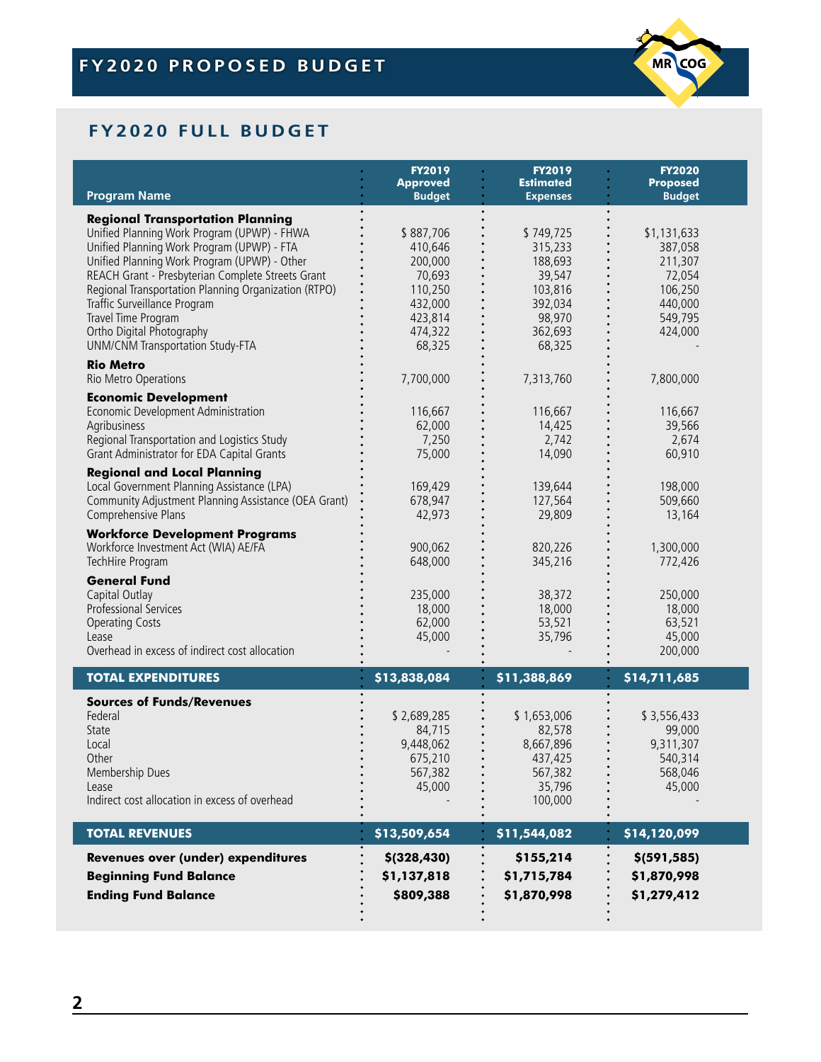# FY2020 PROPOSED BUDGET

## FY2020 FULL BUDGET

| Program Name | FY2019 Approved Budget | FY2019 Estimated Expenses | FY2020 Proposed Budget |
|---|---|---|---|
| **Regional Transportation Planning** | | | |
| Unified Planning Work Program (UPWP) - FHWA | $ 887,706 | $ 749,725 | $1,131,633 |
| Unified Planning Work Program (UPWP) - FTA | 410,646 | 315,233 | 387,058 |
| Unified Planning Work Program (UPWP) - Other | 200,000 | 188,693 | 211,307 |
| REACH Grant - Presbyterian Complete Streets Grant | 70,693 | 39,547 | 72,054 |
| Regional Transportation Planning Organization (RTPO) | 110,250 | 103,816 | 106,250 |
| Traffic Surveillance Program | 432,000 | 392,034 | 440,000 |
| Travel Time Program | 423,814 | 98,970 | 549,795 |
| Ortho Digital Photography | 474,322 | 362,693 | 424,000 |
| UNM/CNM Transportation Study-FTA | 68,325 | 68,325 | - |
| **Rio Metro** | | | |
| Rio Metro Operations | 7,700,000 | 7,313,760 | 7,800,000 |
| **Economic Development** | | | |
| Economic Development Administration | 116,667 | 116,667 | 116,667 |
| Agribusiness | 62,000 | 14,425 | 39,566 |
| Regional Transportation and Logistics Study | 7,250 | 2,742 | 2,674 |
| Grant Administrator for EDA Capital Grants | 75,000 | 14,090 | 60,910 |
| **Regional and Local Planning** | | | |
| Local Government Planning Assistance (LPA) | 169,429 | 139,644 | 198,000 |
| Community Adjustment Planning Assistance (OEA Grant) | 678,947 | 127,564 | 509,660 |
| Comprehensive Plans | 42,973 | 29,809 | 13,164 |
| **Workforce Development Programs** | | | |
| Workforce Investment Act (WIA) AE/FA | 900,062 | 820,226 | 1,300,000 |
| TechHire Program | 648,000 | 345,216 | 772,426 |
| **General Fund** | | | |
| Capital Outlay | 235,000 | 38,372 | 250,000 |
| Professional Services | 18,000 | 18,000 | 18,000 |
| Operating Costs | 62,000 | 53,521 | 63,521 |
| Lease | 45,000 | 35,796 | 45,000 |
| Overhead in excess of indirect cost allocation | - | - | 200,000 |
| **TOTAL EXPENDITURES** | **$13,838,084** | **$11,388,869** | **$14,711,685** |
| **Sources of Funds/Revenues** | | | |
| Federal | $ 2,689,285 | $ 1,653,006 | $ 3,556,433 |
| State | 84,715 | 82,578 | 99,000 |
| Local | 9,448,062 | 8,667,896 | 9,311,307 |
| Other | 675,210 | 437,425 | 540,314 |
| Membership Dues | 567,382 | 567,382 | 568,046 |
| Lease | 45,000 | 35,796 | 45,000 |
| Indirect cost allocation in excess of overhead | - | 100,000 | - |
| **TOTAL REVENUES** | **$13,509,654** | **$11,544,082** | **$14,120,099** |
| **Revenues over (under) expenditures** | **$(328,430)** | **$155,214** | **$(591,585)** |
| **Beginning Fund Balance** | **$1,137,818** | **$1,715,784** | **$1,870,998** |
| **Ending Fund Balance** | **$809,388** | **$1,870,998** | **$1,279,412** |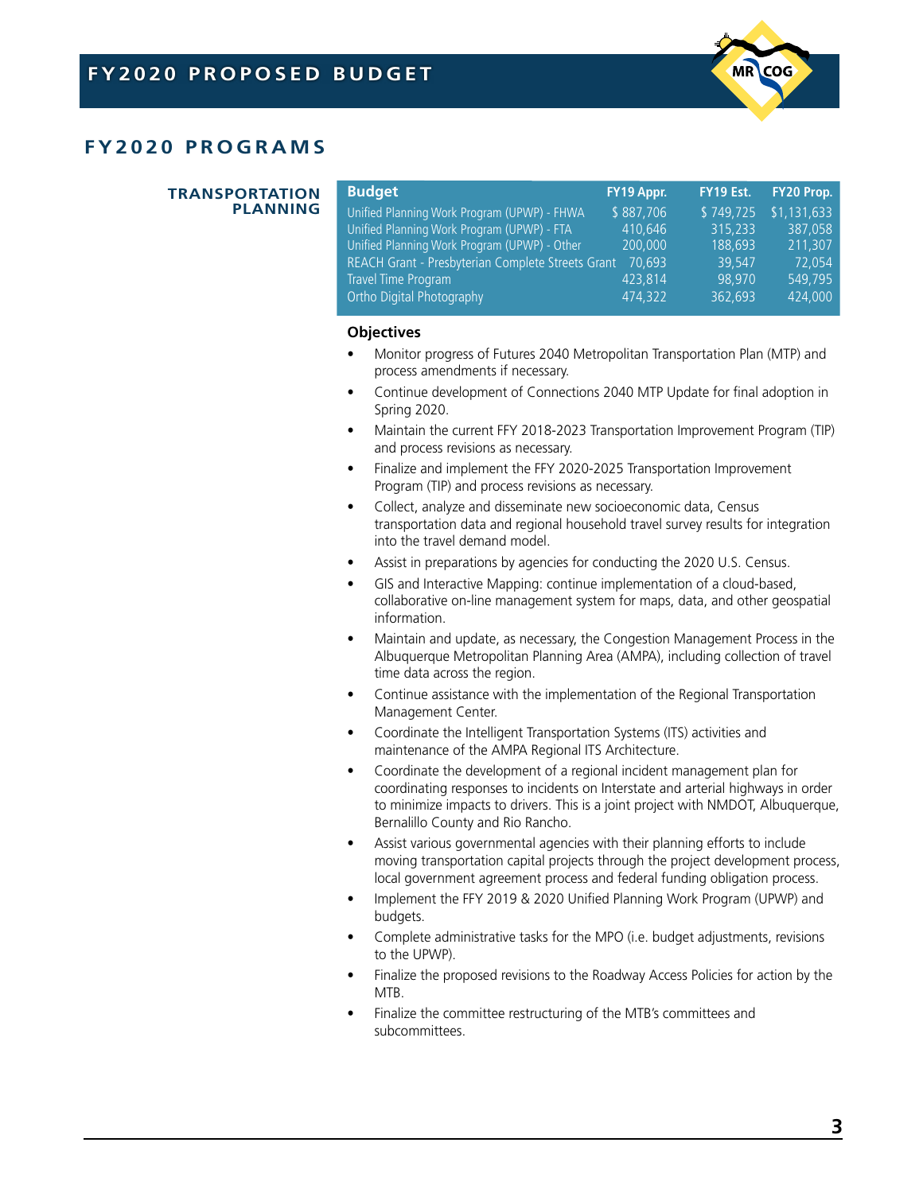## FY2020 PROGRAMS

### TRANSPORTATION PLANNING

| Budget | FY19 Appr. | FY19 Est. | FY20 Prop. |
|---|---|---|---|
| Unified Planning Work Program (UPWP) - FHWA | $ 887,706 | $ 749,725 | $1,131,633 |
| Unified Planning Work Program (UPWP) - FTA | 410,646 | 315,233 | 387,058 |
| Unified Planning Work Program (UPWP) - Other | 200,000 | 188,693 | 211,307 |
| REACH Grant - Presbyterian Complete Streets Grant | 70,693 | 39,547 | 72,054 |
| Travel Time Program | 423,814 | 98,970 | 549,795 |
| Ortho Digital Photography | 474,322 | 362,693 | 424,000 |

**Objectives**

- Monitor progress of Futures 2040 Metropolitan Transportation Plan (MTP) and process amendments if necessary.
- Continue development of Connections 2040 MTP Update for final adoption in Spring 2020.
- Maintain the current FFY 2018-2023 Transportation Improvement Program (TIP) and process revisions as necessary.
- Finalize and implement the FFY 2020-2025 Transportation Improvement Program (TIP) and process revisions as necessary.
- Collect, analyze and disseminate new socioeconomic data, Census transportation data and regional household travel survey results for integration into the travel demand model.
- Assist in preparations by agencies for conducting the 2020 U.S. Census.
- GIS and Interactive Mapping: continue implementation of a cloud-based, collaborative on-line management system for maps, data, and other geospatial information.
- Maintain and update, as necessary, the Congestion Management Process in the Albuquerque Metropolitan Planning Area (AMPA), including collection of travel time data across the region.
- Continue assistance with the implementation of the Regional Transportation Management Center.
- Coordinate the Intelligent Transportation Systems (ITS) activities and maintenance of the AMPA Regional ITS Architecture.
- Coordinate the development of a regional incident management plan for coordinating responses to incidents on Interstate and arterial highways in order to minimize impacts to drivers. This is a joint project with NMDOT, Albuquerque, Bernalillo County and Rio Rancho.
- Assist various governmental agencies with their planning efforts to include moving transportation capital projects through the project development process, local government agreement process and federal funding obligation process.
- Implement the FFY 2019 & 2020 Unified Planning Work Program (UPWP) and budgets.
- Complete administrative tasks for the MPO (i.e. budget adjustments, revisions to the UPWP).
- Finalize the proposed revisions to the Roadway Access Policies for action by the MTB.
- Finalize the committee restructuring of the MTB's committees and subcommittees.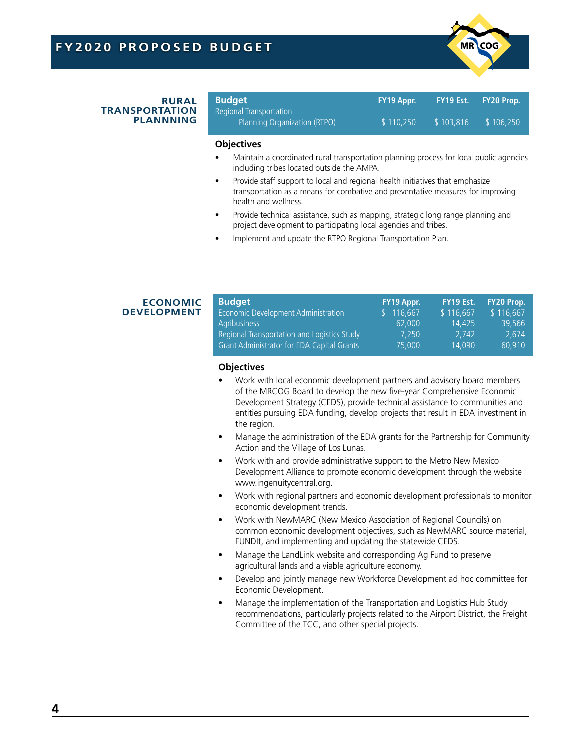## RURAL TRANSPORTATION PLANNNING

| Budget | FY19 Appr. | FY19 Est. | FY20 Prop. |
|---|---|---|---|
| Regional Transportation Planning Organization (RTPO) | $ 110,250 | $ 103,816 | $ 106,250 |

**Objectives**

- Maintain a coordinated rural transportation planning process for local public agencies including tribes located outside the AMPA.
- Provide staff support to local and regional health initiatives that emphasize transportation as a means for combative and preventative measures for improving health and wellness.
- Provide technical assistance, such as mapping, strategic long range planning and project development to participating local agencies and tribes.
- Implement and update the RTPO Regional Transportation Plan.

## ECONOMIC DEVELOPMENT

| Budget | FY19 Appr. | FY19 Est. | FY20 Prop. |
|---|---|---|---|
| Economic Development Administration | $ 116,667 | $ 116,667 | $ 116,667 |
| Agribusiness | 62,000 | 14,425 | 39,566 |
| Regional Transportation and Logistics Study | 7,250 | 2,742 | 2,674 |
| Grant Administrator for EDA Capital Grants | 75,000 | 14,090 | 60,910 |

**Objectives**

- Work with local economic development partners and advisory board members of the MRCOG Board to develop the new five-year Comprehensive Economic Development Strategy (CEDS), provide technical assistance to communities and entities pursuing EDA funding, develop projects that result in EDA investment in the region.
- Manage the administration of the EDA grants for the Partnership for Community Action and the Village of Los Lunas.
- Work with and provide administrative support to the Metro New Mexico Development Alliance to promote economic development through the website www.ingenuitycentral.org.
- Work with regional partners and economic development professionals to monitor economic development trends.
- Work with NewMARC (New Mexico Association of Regional Councils) on common economic development objectives, such as NewMARC source material, FUNDIt, and implementing and updating the statewide CEDS.
- Manage the LandLink website and corresponding Ag Fund to preserve agricultural lands and a viable agriculture economy.
- Develop and jointly manage new Workforce Development ad hoc committee for Economic Development.
- Manage the implementation of the Transportation and Logistics Hub Study recommendations, particularly projects related to the Airport District, the Freight Committee of the TCC, and other special projects.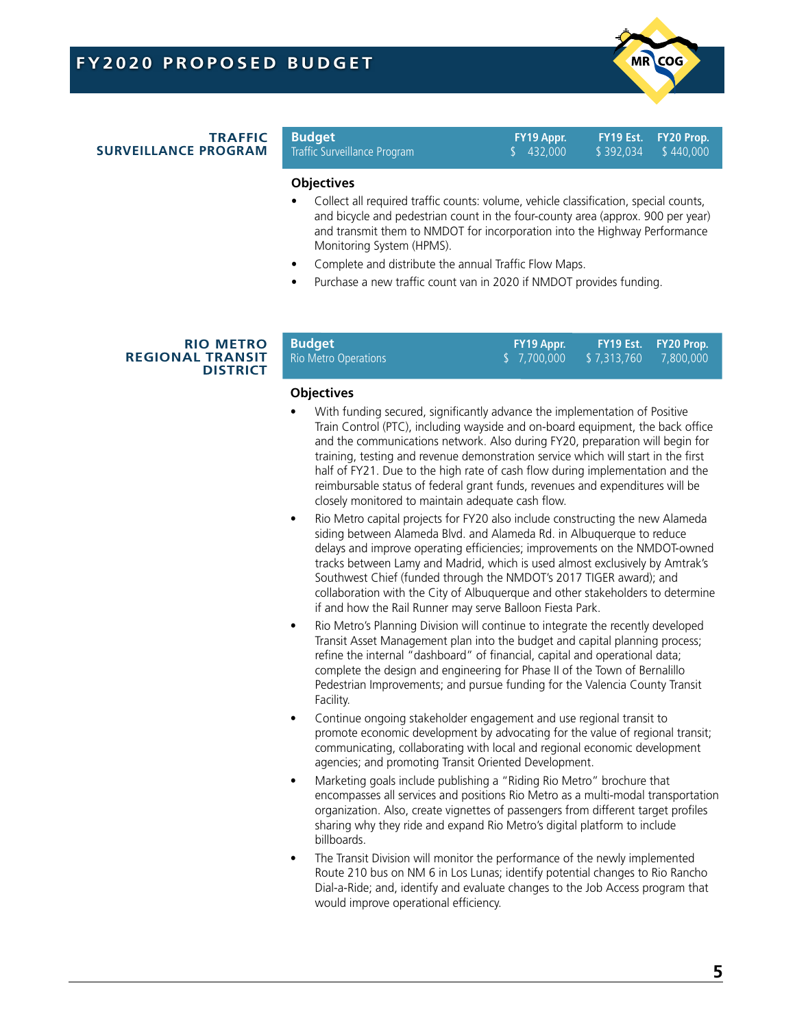## TRAFFIC SURVEILLANCE PROGRAM

| Budget | FY19 Appr. | FY19 Est. | FY20 Prop. |
|---|---|---|---|
| Traffic Surveillance Program | $ 432,000 | $ 392,034 | $ 440,000 |

### Objectives

- Collect all required traffic counts: volume, vehicle classification, special counts, and bicycle and pedestrian count in the four-county area (approx. 900 per year) and transmit them to NMDOT for incorporation into the Highway Performance Monitoring System (HPMS).
- Complete and distribute the annual Traffic Flow Maps.
- Purchase a new traffic count van in 2020 if NMDOT provides funding.

## RIO METRO REGIONAL TRANSIT DISTRICT

| Budget | FY19 Appr. | FY19 Est. | FY20 Prop. |
|---|---|---|---|
| Rio Metro Operations | $ 7,700,000 | $ 7,313,760 | 7,800,000 |

### Objectives

- With funding secured, significantly advance the implementation of Positive Train Control (PTC), including wayside and on-board equipment, the back office and the communications network. Also during FY20, preparation will begin for training, testing and revenue demonstration service which will start in the first half of FY21. Due to the high rate of cash flow during implementation and the reimbursable status of federal grant funds, revenues and expenditures will be closely monitored to maintain adequate cash flow.
- Rio Metro capital projects for FY20 also include constructing the new Alameda siding between Alameda Blvd. and Alameda Rd. in Albuquerque to reduce delays and improve operating efficiencies; improvements on the NMDOT-owned tracks between Lamy and Madrid, which is used almost exclusively by Amtrak's Southwest Chief (funded through the NMDOT's 2017 TIGER award); and collaboration with the City of Albuquerque and other stakeholders to determine if and how the Rail Runner may serve Balloon Fiesta Park.
- Rio Metro's Planning Division will continue to integrate the recently developed Transit Asset Management plan into the budget and capital planning process; refine the internal "dashboard" of financial, capital and operational data; complete the design and engineering for Phase II of the Town of Bernalillo Pedestrian Improvements; and pursue funding for the Valencia County Transit Facility.
- Continue ongoing stakeholder engagement and use regional transit to promote economic development by advocating for the value of regional transit; communicating, collaborating with local and regional economic development agencies; and promoting Transit Oriented Development.
- Marketing goals include publishing a "Riding Rio Metro" brochure that encompasses all services and positions Rio Metro as a multi-modal transportation organization. Also, create vignettes of passengers from different target profiles sharing why they ride and expand Rio Metro's digital platform to include billboards.
- The Transit Division will monitor the performance of the newly implemented Route 210 bus on NM 6 in Los Lunas; identify potential changes to Rio Rancho Dial-a-Ride; and, identify and evaluate changes to the Job Access program that would improve operational efficiency.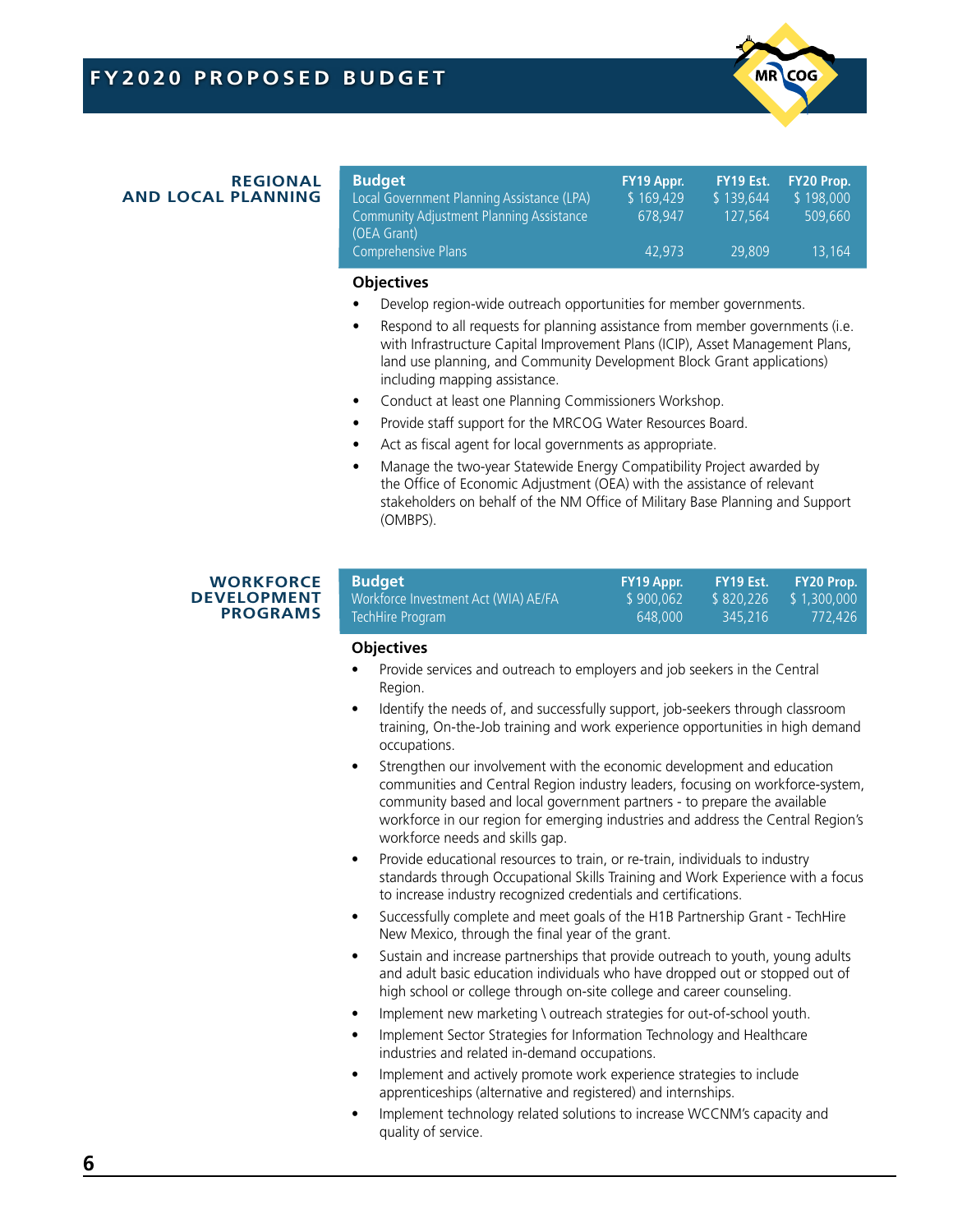## REGIONAL AND LOCAL PLANNING

| Budget | FY19 Appr. | FY19 Est. | FY20 Prop. |
| --- | --- | --- | --- |
| Local Government Planning Assistance (LPA) | $ 169,429 | $ 139,644 | $ 198,000 |
| Community Adjustment Planning Assistance (OEA Grant) | 678,947 | 127,564 | 509,660 |
| Comprehensive Plans | 42,973 | 29,809 | 13,164 |

**Objectives**

- Develop region-wide outreach opportunities for member governments.
- Respond to all requests for planning assistance from member governments (i.e. with Infrastructure Capital Improvement Plans (ICIP), Asset Management Plans, land use planning, and Community Development Block Grant applications) including mapping assistance.
- Conduct at least one Planning Commissioners Workshop.
- Provide staff support for the MRCOG Water Resources Board.
- Act as fiscal agent for local governments as appropriate.
- Manage the two-year Statewide Energy Compatibility Project awarded by the Office of Economic Adjustment (OEA) with the assistance of relevant stakeholders on behalf of the NM Office of Military Base Planning and Support (OMBPS).

## WORKFORCE DEVELOPMENT PROGRAMS

| Budget | FY19 Appr. | FY19 Est. | FY20 Prop. |
| --- | --- | --- | --- |
| Workforce Investment Act (WIA) AE/FA | $ 900,062 | $ 820,226 | $ 1,300,000 |
| TechHire Program | 648,000 | 345,216 | 772,426 |

**Objectives**

- Provide services and outreach to employers and job seekers in the Central Region.
- Identify the needs of, and successfully support, job-seekers through classroom training, On-the-Job training and work experience opportunities in high demand occupations.
- Strengthen our involvement with the economic development and education communities and Central Region industry leaders, focusing on workforce-system, community based and local government partners - to prepare the available workforce in our region for emerging industries and address the Central Region's workforce needs and skills gap.
- Provide educational resources to train, or re-train, individuals to industry standards through Occupational Skills Training and Work Experience with a focus to increase industry recognized credentials and certifications.
- Successfully complete and meet goals of the H1B Partnership Grant - TechHire New Mexico, through the final year of the grant.
- Sustain and increase partnerships that provide outreach to youth, young adults and adult basic education individuals who have dropped out or stopped out of high school or college through on-site college and career counseling.
- Implement new marketing \ outreach strategies for out-of-school youth.
- Implement Sector Strategies for Information Technology and Healthcare industries and related in-demand occupations.
- Implement and actively promote work experience strategies to include apprenticeships (alternative and registered) and internships.
- Implement technology related solutions to increase WCCNM's capacity and quality of service.